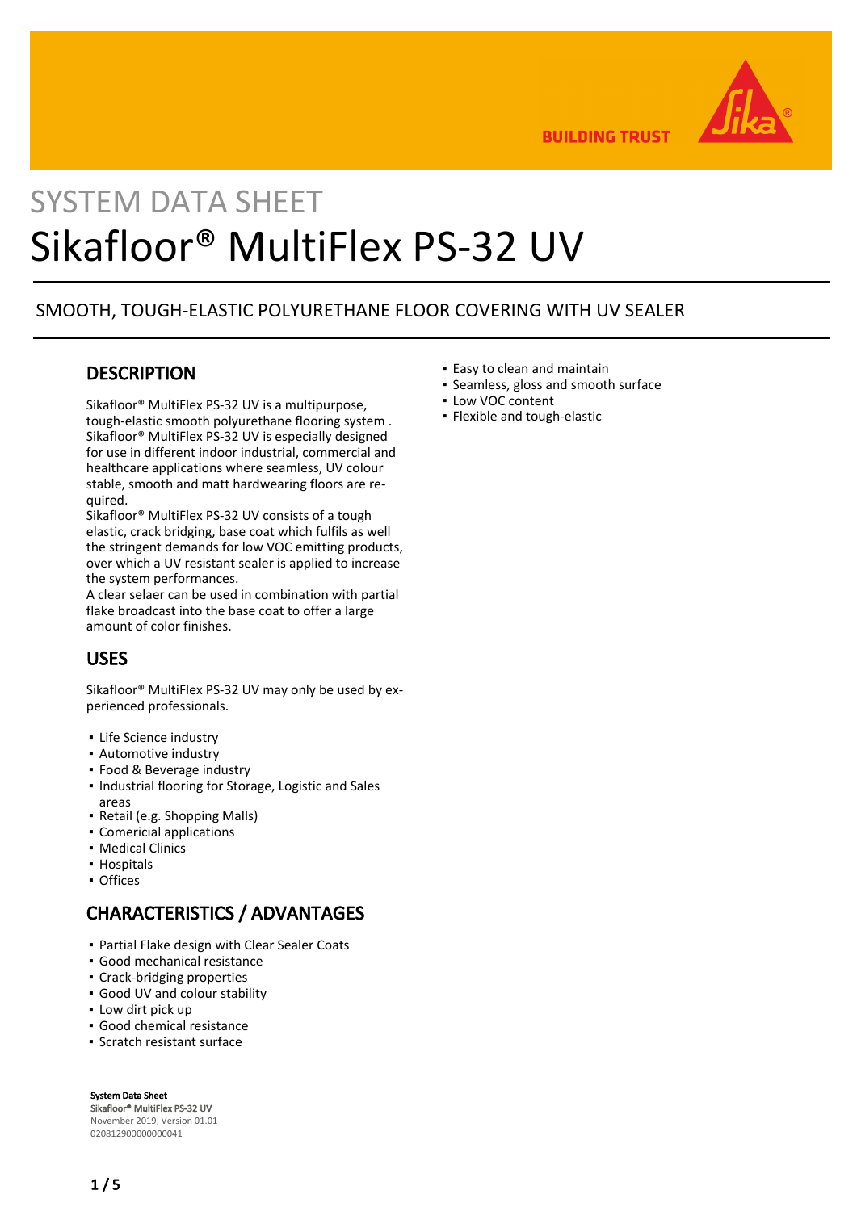SYSTEM DATA SHEET

# Sikafloor® MultiFlex PS-32 UV

SMOOTH, TOUGH-ELASTIC POLYURETHANE FLOOR COVERING WITH UV SEALER

## DESCRIPTION

Sikafloor® MultiFlex PS-32 UV is a multipurpose, tough-elastic smooth polyurethane flooring system . Sikafloor® MultiFlex PS-32 UV is especially designed for use in different indoor industrial, commercial and healthcare applications where seamless, UV colour stable, smooth and matt hardwearing floors are required.
Sikafloor® MultiFlex PS-32 UV consists of a tough elastic, crack bridging, base coat which fulfils as well the stringent demands for low VOC emitting products, over which a UV resistant sealer is applied to increase the system performances.
A clear selaer can be used in combination with partial flake broadcast into the base coat to offer a large amount of color finishes.

## USES

Sikafloor® MultiFlex PS-32 UV may only be used by experienced professionals.

- Life Science industry
- Automotive industry
- Food & Beverage industry
- Industrial flooring for Storage, Logistic and Sales areas
- Retail (e.g. Shopping Malls)
- Comericial applications
- Medical Clinics
- Hospitals
- Offices

## CHARACTERISTICS / ADVANTAGES

- Partial Flake design with Clear Sealer Coats
- Good mechanical resistance
- Crack-bridging properties
- Good UV and colour stability
- Low dirt pick up
- Good chemical resistance
- Scratch resistant surface
- Easy to clean and maintain
- Seamless, gloss and smooth surface
- Low VOC content
- Flexible and tough-elastic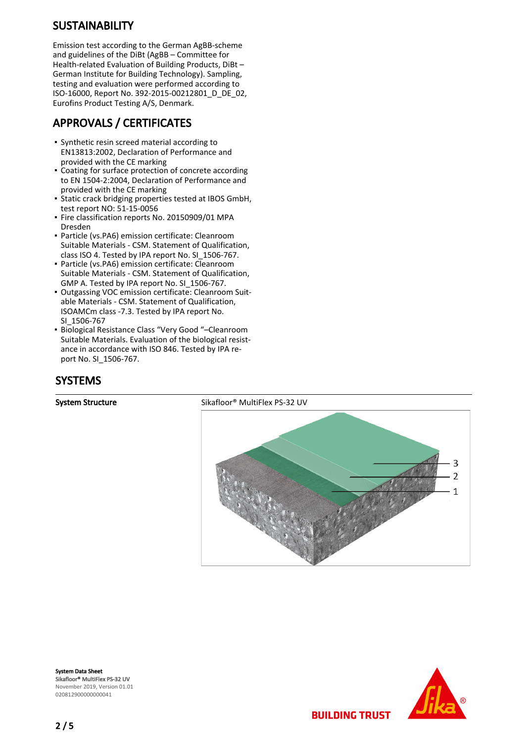## SUSTAINABILITY

Emission test according to the German AgBB-scheme and guidelines of the DiBt (AgBB – Committee for Health-related Evaluation of Building Products, DiBt – German Institute for Building Technology). Sampling, testing and evaluation were performed according to ISO-16000, Report No. 392-2015-00212801_D_DE_02, Eurofins Product Testing A/S, Denmark.

## APPROVALS / CERTIFICATES

- Synthetic resin screed material according to EN13813:2002, Declaration of Performance and provided with the CE marking
- Coating for surface protection of concrete according to EN 1504-2:2004, Declaration of Performance and provided with the CE marking
- Static crack bridging properties tested at IBOS GmbH, test report NO: 51-15-0056
- Fire classification reports No. 20150909/01 MPA Dresden
- Particle (vs.PA6) emission certificate: Cleanroom Suitable Materials - CSM. Statement of Qualification, class ISO 4. Tested by IPA report No. SI_1506-767.
- Particle (vs.PA6) emission certificate: Cleanroom Suitable Materials - CSM. Statement of Qualification, GMP A. Tested by IPA report No. SI_1506-767.
- Outgassing VOC emission certificate: Cleanroom Suitable Materials - CSM. Statement of Qualification, ISOAMCm class -7.3. Tested by IPA report No. SI_1506-767
- Biological Resistance Class "Very Good "–Cleanroom Suitable Materials. Evaluation of the biological resistance in accordance with ISO 846. Tested by IPA report No. SI_1506-767.

## SYSTEMS

**System Structure** Sikafloor® MultiFlex PS-32 UV

3
2
1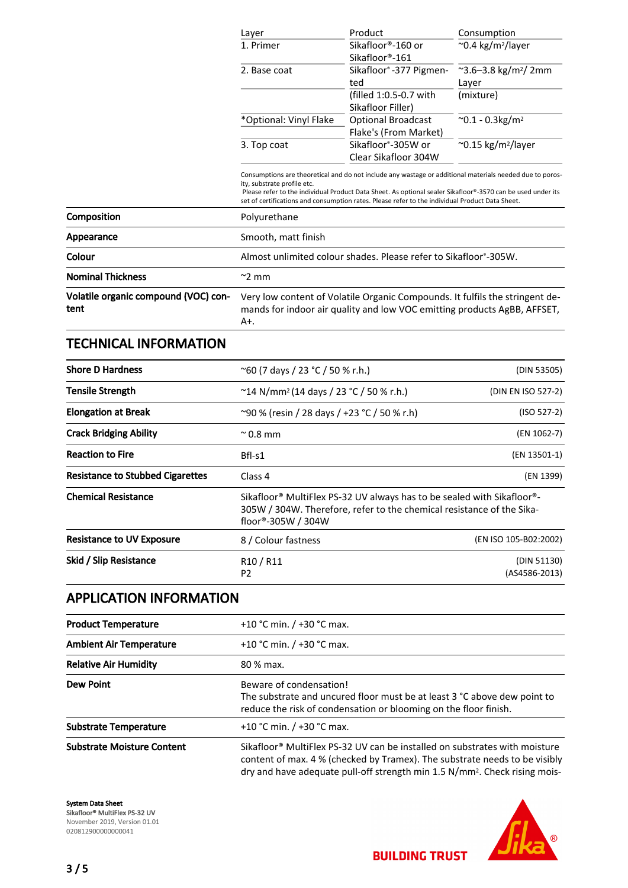| Layer | Product | Consumption |
|---|---|---|
| 1. Primer | Sikafloor®-160 or Sikafloor®-161 | ~0.4 kg/m²/layer |
| 2. Base coat | Sikafloor®-377 Pigmented | ~3.6–3.8 kg/m²/ 2mm Layer |
| | (filled 1:0.5-0.7 with Sikafloor Filler) | (mixture) |
| *Optional: Vinyl Flake | Optional Broadcast Flake's (From Market) | ~0.1 - 0.3kg/m² |
| 3. Top coat | Sikafloor®-305W or Clear Sikafloor 304W | ~0.15 kg/m²/layer |

Consumptions are theoretical and do not include any wastage or additional materials needed due to porosity, substrate profile etc.
Please refer to the individual Product Data Sheet. As optional sealer Sikafloor®-3570 can be used under its set of certifications and consumption rates. Please refer to the individual Product Data Sheet.

| | |
|---|---|
| **Composition** | Polyurethane |
| **Appearance** | Smooth, matt finish |
| **Colour** | Almost unlimited colour shades. Please refer to Sikafloor®-305W. |
| **Nominal Thickness** | ~2 mm |
| **Volatile organic compound (VOC) content** | Very low content of Volatile Organic Compounds. It fulfils the stringent demands for indoor air quality and low VOC emitting products AgBB, AFFSET, A+. |

## TECHNICAL INFORMATION

| | | |
|---|---|---|
| **Shore D Hardness** | ~60 (7 days / 23 °C / 50 % r.h.) | (DIN 53505) |
| **Tensile Strength** | ~14 N/mm² (14 days / 23 °C / 50 % r.h.) | (DIN EN ISO 527-2) |
| **Elongation at Break** | ~90 % (resin / 28 days / +23 °C / 50 % r.h) | (ISO 527-2) |
| **Crack Bridging Ability** | ~ 0.8 mm | (EN 1062-7) |
| **Reaction to Fire** | Bfl-s1 | (EN 13501-1) |
| **Resistance to Stubbed Cigarettes** | Class 4 | (EN 1399) |
| **Chemical Resistance** | Sikafloor® MultiFlex PS-32 UV always has to be sealed with Sikafloor®-305W / 304W. Therefore, refer to the chemical resistance of the Sikafloor®-305W / 304W | |
| **Resistance to UV Exposure** | 8 / Colour fastness | (EN ISO 105-B02:2002) |
| **Skid / Slip Resistance** | R10 / R11<br>P2 | (DIN 51130)<br>(AS4586-2013) |

## APPLICATION INFORMATION

| | |
|---|---|
| **Product Temperature** | +10 °C min. / +30 °C max. |
| **Ambient Air Temperature** | +10 °C min. / +30 °C max. |
| **Relative Air Humidity** | 80 % max. |
| **Dew Point** | Beware of condensation!<br>The substrate and uncured floor must be at least 3 °C above dew point to reduce the risk of condensation or blooming on the floor finish. |
| **Substrate Temperature** | +10 °C min. / +30 °C max. |
| **Substrate Moisture Content** | Sikafloor® MultiFlex PS-32 UV can be installed on substrates with moisture content of max. 4 % (checked by Tramex). The substrate needs to be visibly dry and have adequate pull-off strength min 1.5 N/mm². Check rising mois- |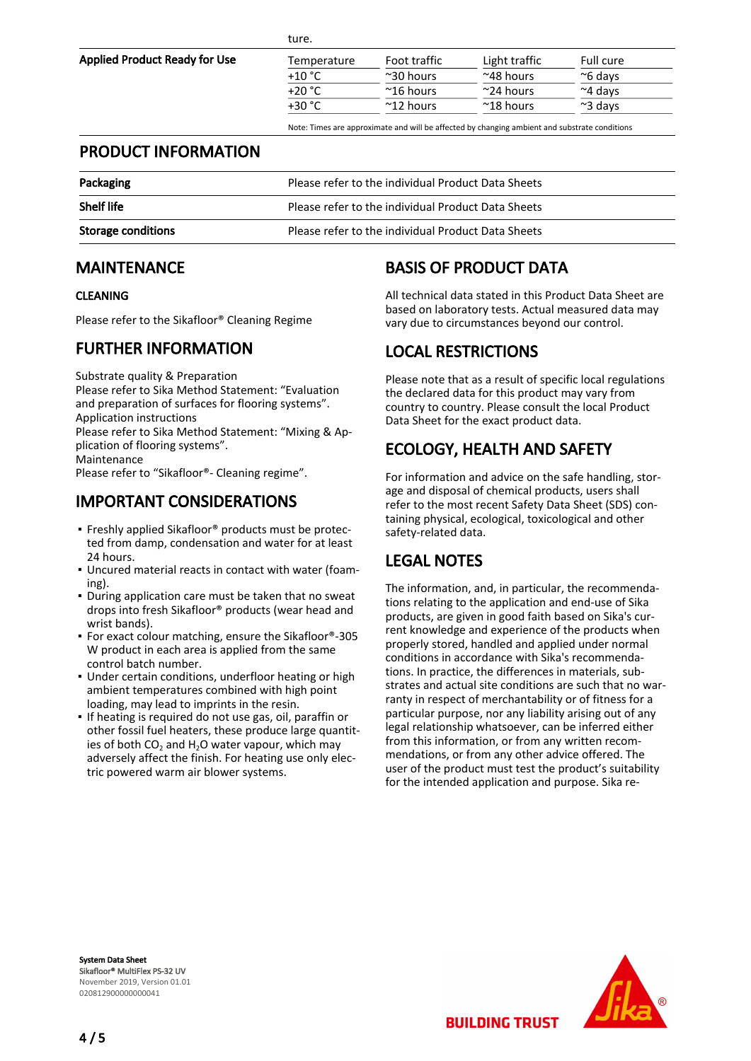ture.

| Applied Product Ready for Use | Temperature | Foot traffic | Light traffic | Full cure |
|---|---|---|---|---|
| | +10 °C | ~30 hours | ~48 hours | ~6 days |
| | +20 °C | ~16 hours | ~24 hours | ~4 days |
| | +30 °C | ~12 hours | ~18 hours | ~3 days |

Note: Times are approximate and will be affected by changing ambient and substrate conditions

## PRODUCT INFORMATION

| | |
|---|---|
| **Packaging** | Please refer to the individual Product Data Sheets |
| **Shelf life** | Please refer to the individual Product Data Sheets |
| **Storage conditions** | Please refer to the individual Product Data Sheets |

## MAINTENANCE

### CLEANING

Please refer to the Sikafloor® Cleaning Regime

## FURTHER INFORMATION

Substrate quality & Preparation
Please refer to Sika Method Statement: "Evaluation and preparation of surfaces for flooring systems".
Application instructions
Please refer to Sika Method Statement: "Mixing & Application of flooring systems".
Maintenance
Please refer to "Sikafloor®- Cleaning regime".

## IMPORTANT CONSIDERATIONS

- Freshly applied Sikafloor® products must be protected from damp, condensation and water for at least 24 hours.
- Uncured material reacts in contact with water (foaming).
- During application care must be taken that no sweat drops into fresh Sikafloor® products (wear head and wrist bands).
- For exact colour matching, ensure the Sikafloor®-305 W product in each area is applied from the same control batch number.
- Under certain conditions, underfloor heating or high ambient temperatures combined with high point loading, may lead to imprints in the resin.
- If heating is required do not use gas, oil, paraffin or other fossil fuel heaters, these produce large quantities of both $CO_2$ and $H_2O$ water vapour, which may adversely affect the finish. For heating use only electric powered warm air blower systems.

## BASIS OF PRODUCT DATA

All technical data stated in this Product Data Sheet are based on laboratory tests. Actual measured data may vary due to circumstances beyond our control.

## LOCAL RESTRICTIONS

Please note that as a result of specific local regulations the declared data for this product may vary from country to country. Please consult the local Product Data Sheet for the exact product data.

## ECOLOGY, HEALTH AND SAFETY

For information and advice on the safe handling, storage and disposal of chemical products, users shall refer to the most recent Safety Data Sheet (SDS) containing physical, ecological, toxicological and other safety-related data.

## LEGAL NOTES

The information, and, in particular, the recommendations relating to the application and end-use of Sika products, are given in good faith based on Sika's current knowledge and experience of the products when properly stored, handled and applied under normal conditions in accordance with Sika's recommendations. In practice, the differences in materials, substrates and actual site conditions are such that no warranty in respect of merchantability or of fitness for a particular purpose, nor any liability arising out of any legal relationship whatsoever, can be inferred either from this information, or from any written recommendations, or from any other advice offered. The user of the product must test the product's suitability for the intended application and purpose. Sika re-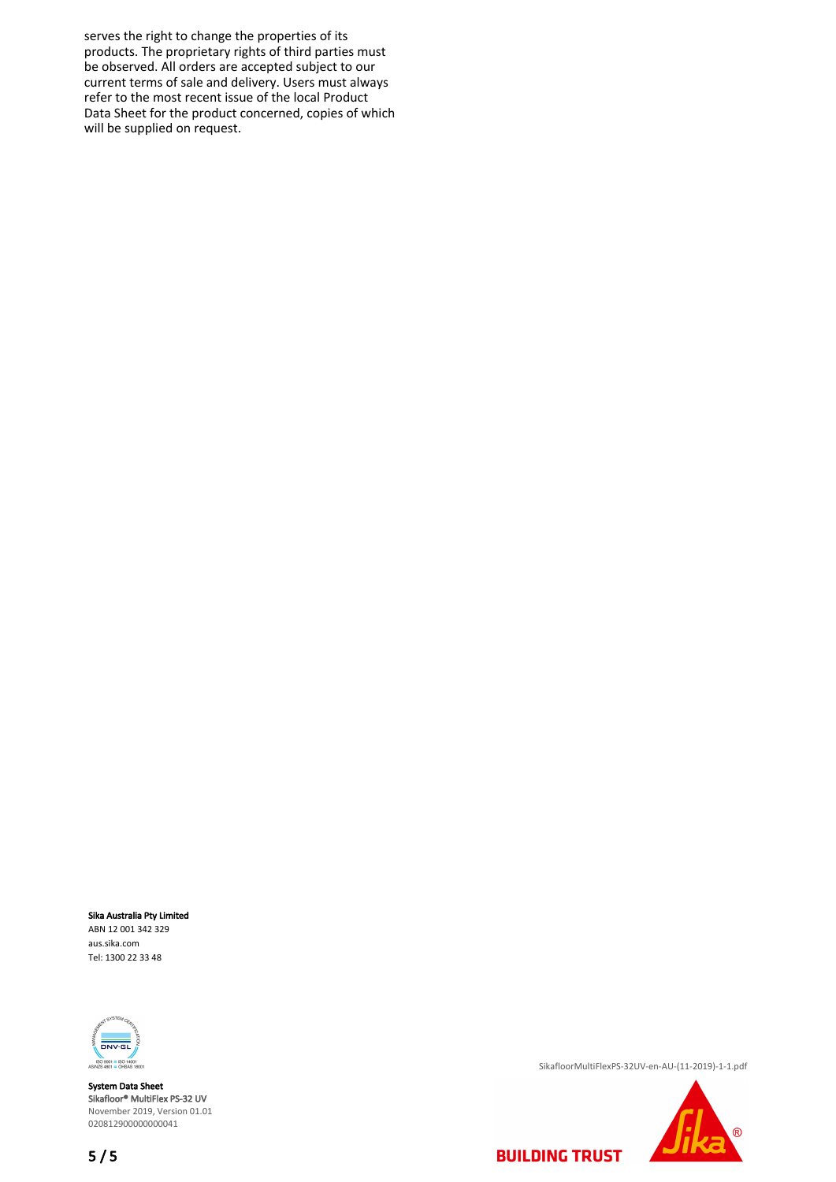serves the right to change the properties of its products. The proprietary rights of third parties must be observed. All orders are accepted subject to our current terms of sale and delivery. Users must always refer to the most recent issue of the local Product Data Sheet for the product concerned, copies of which will be supplied on request.

**Sika Australia Pty Limited**
ABN 12 001 342 329
aus.sika.com
Tel: 1300 22 33 48

**System Data Sheet**
**Sikafloor® MultiFlex PS-32 UV**
November 2019, Version 01.01
020812900000000041

SikafloorMultiFlexPS-32UV-en-AU-(11-2019)-1-1.pdf